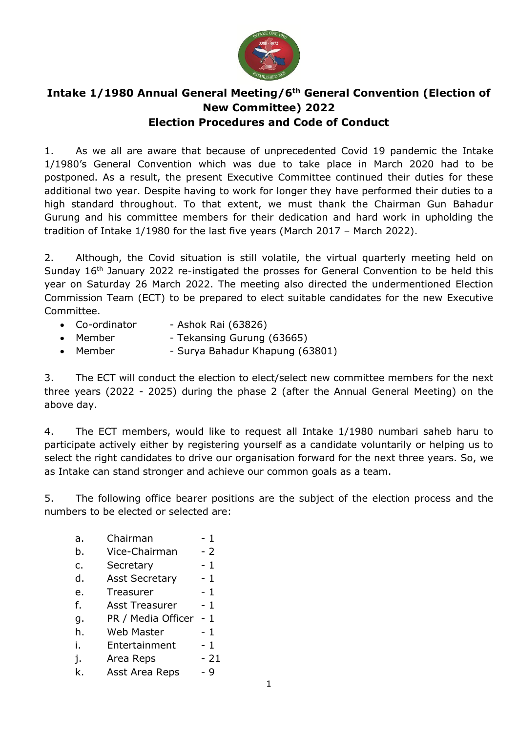# Intake 1/1980 Annual General Meeting/6th General Convention (Election of New Committee) 2022

## Election Procedures and Code of Conduct

1. As we all are aware that because of unprecedented Covid 19 pandemic the Intake 1/1980's General Convention which was due to take place in March 2020 had to be postponed. As a result, the present Executive Committee continued their duties for these additional two year. Despite having to work for longer they have performed their duties to a high standard throughout. To that extent, we must thank the Chairman Gun Bahadur Gurung and his committee members for their dedication and hard work in upholding the tradition of Intake 1/1980 for the last five years (March 2017 – March 2022).

2. Although, the Covid situation is still volatile, the virtual quarterly meeting held on Sunday 16th January 2022 re-instigated the prosses for General Convention to be held this year on Saturday 26 March 2022. The meeting also directed the undermentioned Election Commission Team (ECT) to be prepared to elect suitable candidates for the new Executive Committee.

- Co-ordinator - Ashok Rai (63826)
- Member - Tekansing Gurung (63665)
- Member - Surya Bahadur Khapung (63801)

3. The ECT will conduct the election to elect/select new committee members for the next three years (2022 - 2025) during the phase 2 (after the Annual General Meeting) on the above day.

4. The ECT members, would like to request all Intake 1/1980 numbari saheb haru to participate actively either by registering yourself as a candidate voluntarily or helping us to select the right candidates to drive our organisation forward for the next three years. So, we as Intake can stand stronger and achieve our common goals as a team.

5. The following office bearer positions are the subject of the election process and the numbers to be elected or selected are:

a. Chairman - 1
b. Vice-Chairman - 2
c. Secretary - 1
d. Asst Secretary - 1
e. Treasurer - 1
f. Asst Treasurer - 1
g. PR / Media Officer - 1
h. Web Master - 1
i. Entertainment - 1
j. Area Reps - 21
k. Asst Area Reps - 9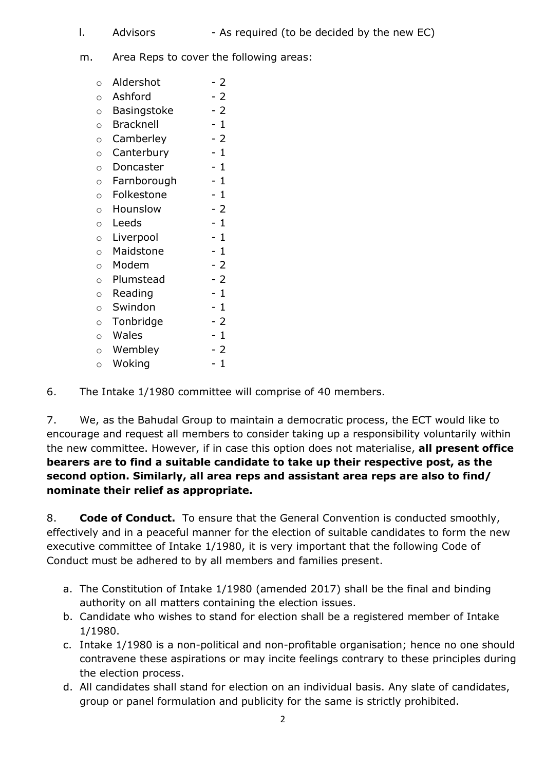l. Advisors - As required (to be decided by the new EC)

m. Area Reps to cover the following areas:

- Aldershot - 2
- Ashford - 2
- Basingstoke - 2
- Bracknell - 1
- Camberley - 2
- Canterbury - 1
- Doncaster - 1
- Farnborough - 1
- Folkestone - 1
- Hounslow - 2
- Leeds - 1
- Liverpool - 1
- Maidstone - 1
- Modem - 2
- Plumstead - 2
- Reading - 1
- Swindon - 1
- Tonbridge - 2
- Wales - 1
- Wembley - 2
- Woking - 1

6. The Intake 1/1980 committee will comprise of 40 members.

7. We, as the Bahudal Group to maintain a democratic process, the ECT would like to encourage and request all members to consider taking up a responsibility voluntarily within the new committee. However, if in case this option does not materialise, **all present office bearers are to find a suitable candidate to take up their respective post, as the second option. Similarly, all area reps and assistant area reps are also to find/ nominate their relief as appropriate.**

8. **Code of Conduct.** To ensure that the General Convention is conducted smoothly, effectively and in a peaceful manner for the election of suitable candidates to form the new executive committee of Intake 1/1980, it is very important that the following Code of Conduct must be adhered to by all members and families present.

a. The Constitution of Intake 1/1980 (amended 2017) shall be the final and binding authority on all matters containing the election issues.
b. Candidate who wishes to stand for election shall be a registered member of Intake 1/1980.
c. Intake 1/1980 is a non-political and non-profitable organisation; hence no one should contravene these aspirations or may incite feelings contrary to these principles during the election process.
d. All candidates shall stand for election on an individual basis. Any slate of candidates, group or panel formulation and publicity for the same is strictly prohibited.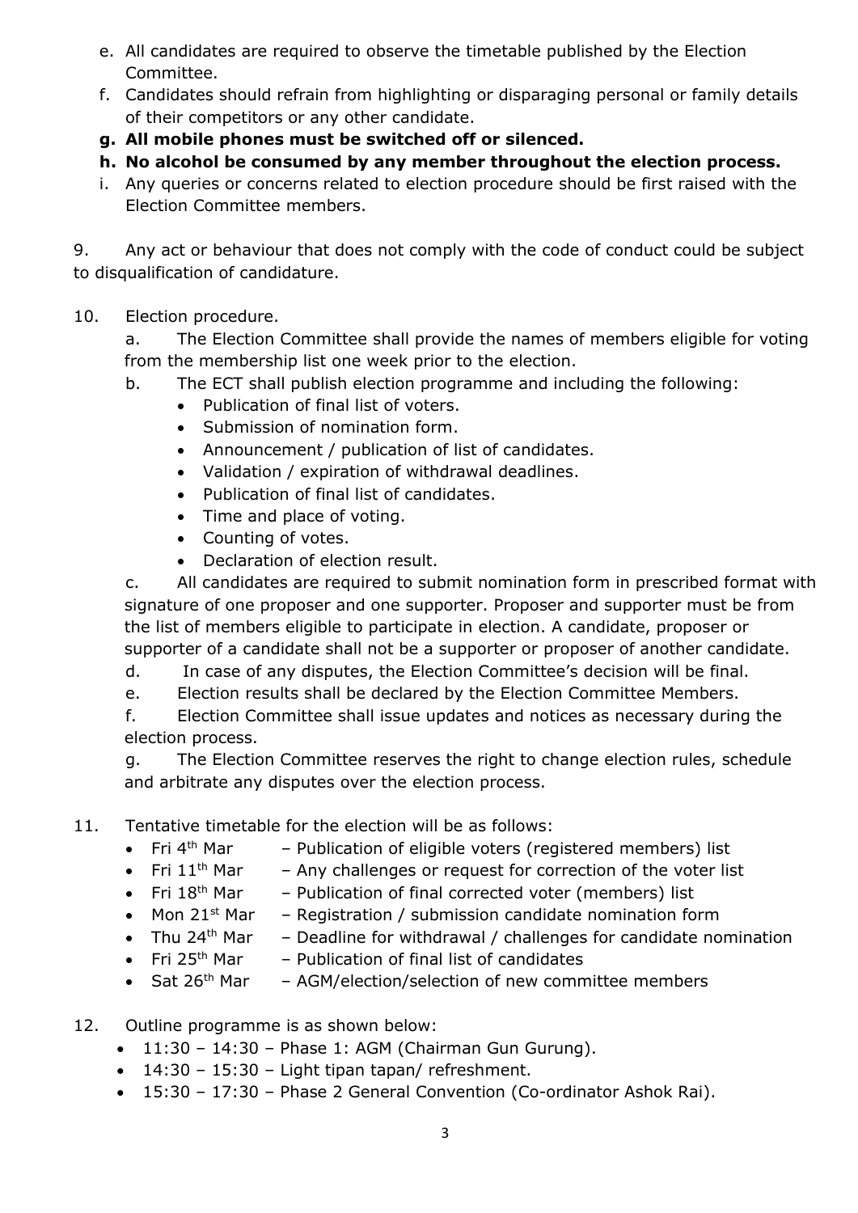e. All candidates are required to observe the timetable published by the Election Committee.

f. Candidates should refrain from highlighting or disparaging personal or family details of their competitors or any other candidate.

**g. All mobile phones must be switched off or silenced.**

**h. No alcohol be consumed by any member throughout the election process.**

i. Any queries or concerns related to election procedure should be first raised with the Election Committee members.

9. Any act or behaviour that does not comply with the code of conduct could be subject to disqualification of candidature.

10. Election procedure.

a. The Election Committee shall provide the names of members eligible for voting from the membership list one week prior to the election.

b. The ECT shall publish election programme and including the following:

- Publication of final list of voters.
- Submission of nomination form.
- Announcement / publication of list of candidates.
- Validation / expiration of withdrawal deadlines.
- Publication of final list of candidates.
- Time and place of voting.
- Counting of votes.
- Declaration of election result.

c. All candidates are required to submit nomination form in prescribed format with signature of one proposer and one supporter. Proposer and supporter must be from the list of members eligible to participate in election. A candidate, proposer or supporter of a candidate shall not be a supporter or proposer of another candidate.

d. In case of any disputes, the Election Committee's decision will be final.

e. Election results shall be declared by the Election Committee Members.

f. Election Committee shall issue updates and notices as necessary during the election process.

g. The Election Committee reserves the right to change election rules, schedule and arbitrate any disputes over the election process.

11. Tentative timetable for the election will be as follows:

- Fri 4th Mar – Publication of eligible voters (registered members) list
- Fri 11th Mar – Any challenges or request for correction of the voter list
- Fri 18th Mar – Publication of final corrected voter (members) list
- Mon 21st Mar – Registration / submission candidate nomination form
- Thu 24th Mar – Deadline for withdrawal / challenges for candidate nomination
- Fri 25th Mar – Publication of final list of candidates
- Sat 26th Mar – AGM/election/selection of new committee members

12. Outline programme is as shown below:

- 11:30 – 14:30 – Phase 1: AGM (Chairman Gun Gurung).
- 14:30 – 15:30 – Light tipan tapan/ refreshment.
- 15:30 – 17:30 – Phase 2 General Convention (Co-ordinator Ashok Rai).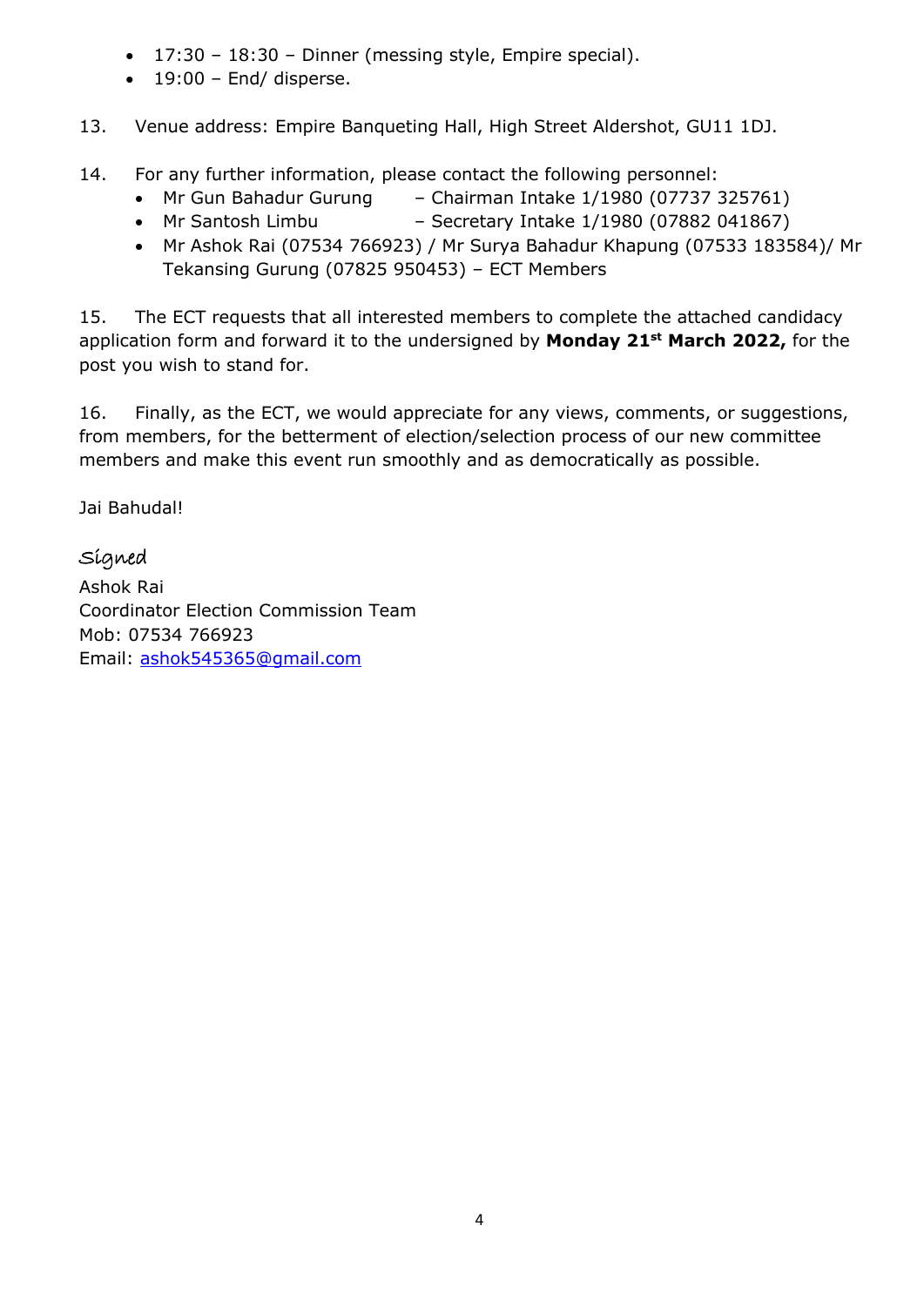- 17:30 – 18:30 – Dinner (messing style, Empire special).
- 19:00 – End/ disperse.

13. Venue address: Empire Banqueting Hall, High Street Aldershot, GU11 1DJ.

14. For any further information, please contact the following personnel:
    - Mr Gun Bahadur Gurung – Chairman Intake 1/1980 (07737 325761)
    - Mr Santosh Limbu – Secretary Intake 1/1980 (07882 041867)
    - Mr Ashok Rai (07534 766923) / Mr Surya Bahadur Khapung (07533 183584)/ Mr Tekansing Gurung (07825 950453) – ECT Members

15. The ECT requests that all interested members to complete the attached candidacy application form and forward it to the undersigned by **Monday 21st March 2022,** for the post you wish to stand for.

16. Finally, as the ECT, we would appreciate for any views, comments, or suggestions, from members, for the betterment of election/selection process of our new committee members and make this event run smoothly and as democratically as possible.

Jai Bahudal!

*Signed*

Ashok Rai
Coordinator Election Commission Team
Mob: 07534 766923
Email: ashok545365@gmail.com